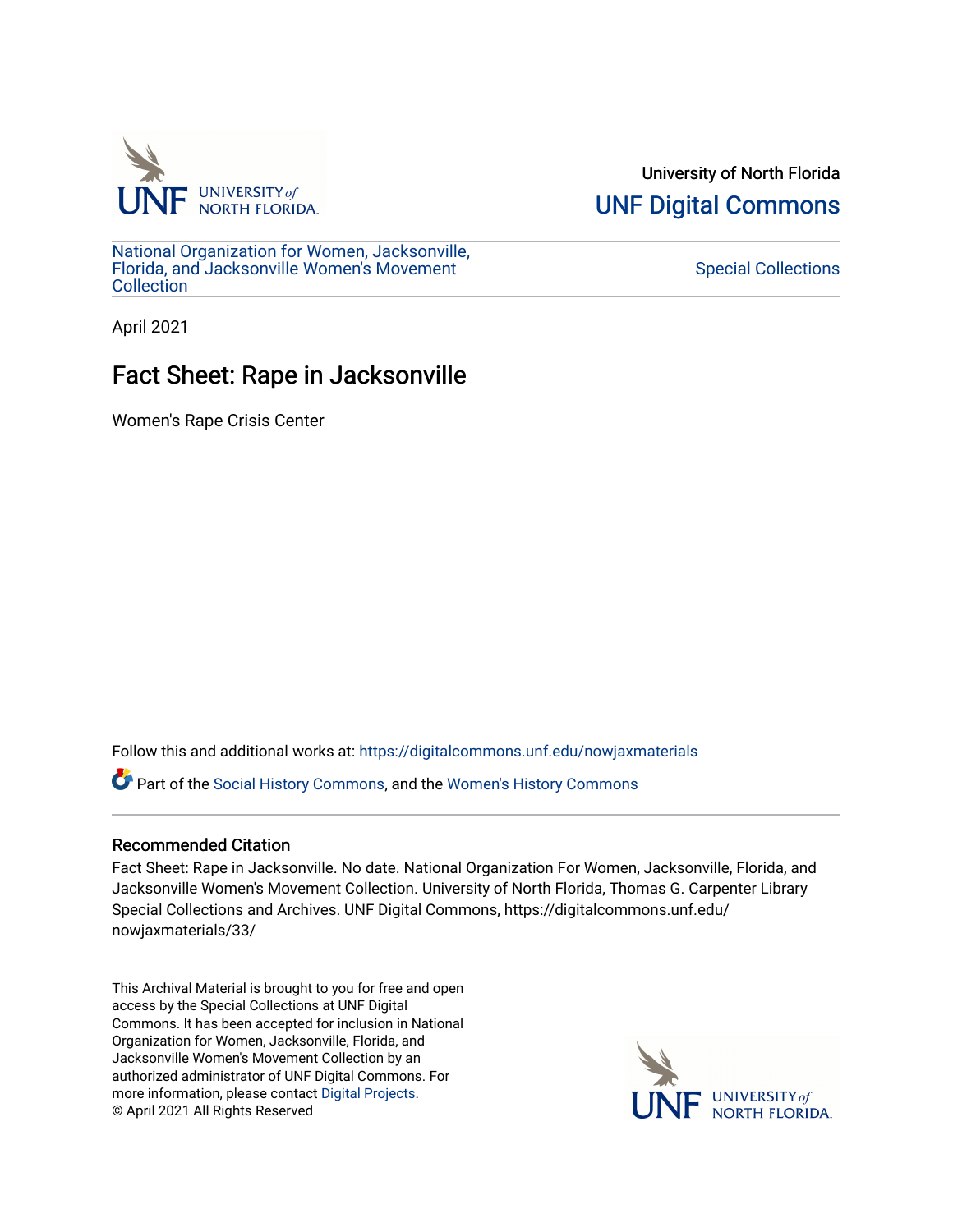University of North Florida

UNF Digital Commons

National Organization for Women, Jacksonville, Florida, and Jacksonville Women's Movement Collection

Special Collections

April 2021

# Fact Sheet: Rape in Jacksonville

Women's Rape Crisis Center

Follow this and additional works at: https://digitalcommons.unf.edu/nowjaxmaterials

Part of the Social History Commons, and the Women's History Commons

## Recommended Citation

Fact Sheet: Rape in Jacksonville. No date. National Organization For Women, Jacksonville, Florida, and Jacksonville Women's Movement Collection. University of North Florida, Thomas G. Carpenter Library Special Collections and Archives. UNF Digital Commons, https://digitalcommons.unf.edu/nowjaxmaterials/33/

This Archival Material is brought to you for free and open access by the Special Collections at UNF Digital Commons. It has been accepted for inclusion in National Organization for Women, Jacksonville, Florida, and Jacksonville Women's Movement Collection by an authorized administrator of UNF Digital Commons. For more information, please contact Digital Projects.
© April 2021 All Rights Reserved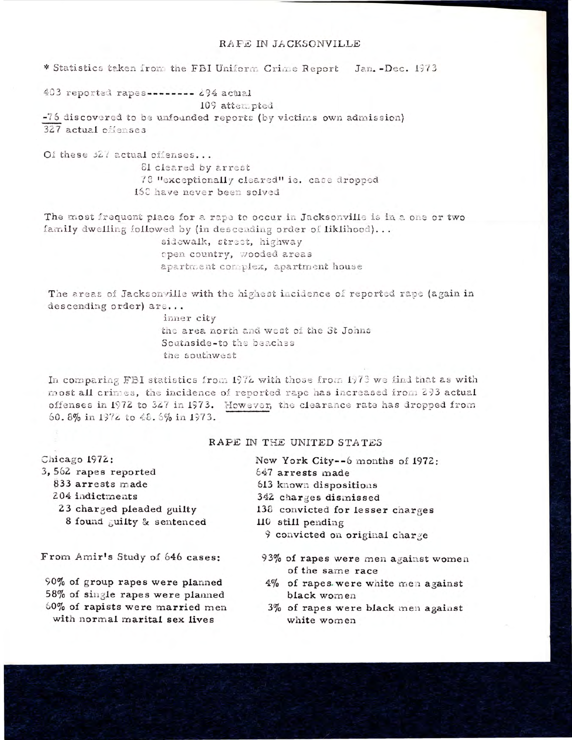# RAPE IN JACKSONVILLE

\* Statistics taken from the FBI Uniform Crime Report Jan.-Dec. 1973

403 reported rapes-------- 294 actual
109 attempted
-76 discovered to be unfounded reports (by victims own admission)
327 actual offenses

Of these 327 actual offenses...

- 81 cleared by arrest
- 78 "exceptionally cleared" ie. case dropped
- 168 have never been solved

The most frequent place for a rape to occur in Jacksonville is in a one or two family dwelling followed by (in descending order of liklihood)...

- sidewalk, street, highway
- open country, wooded areas
- apartment complex, apartment house

The areas of Jacksonville with the highest incidence of reported rape (again in descending order) are...

- inner city
- the area north and west of the St Johns
- Southside-to the beaches
- the southwest

In comparing FBI statistics from 1972 with those from 1973 we find that as with most all crimes, the incidence of reported rape has increased from 293 actual offenses in 1972 to 327 in 1973. <u>However</u>, the clearance rate has dropped from 60.8% in 1972 to 48.6% in 1973.

## RAPE IN THE UNITED STATES

Chicago 1972:

3,562 rapes reported
- 833 arrests made
- 204 indictments
- 23 charged pleaded guilty
- 8 found guilty & sentenced

From Amir's Study of 646 cases:

- 90% of group rapes were planned
- 58% of single rapes were planned
- 60% of rapists were married men with normal marital sex lives

New York City--6 months of 1972:

- 647 arrests made
- 613 known dispositions
- 342 charges dismissed
- 138 convicted for lesser charges
- 110 still pending
- 9 convicted on original charge

- 93% of rapes were men against women of the same race
- 4% of rapes were white men against black women
- 3% of rapes were black men against white women